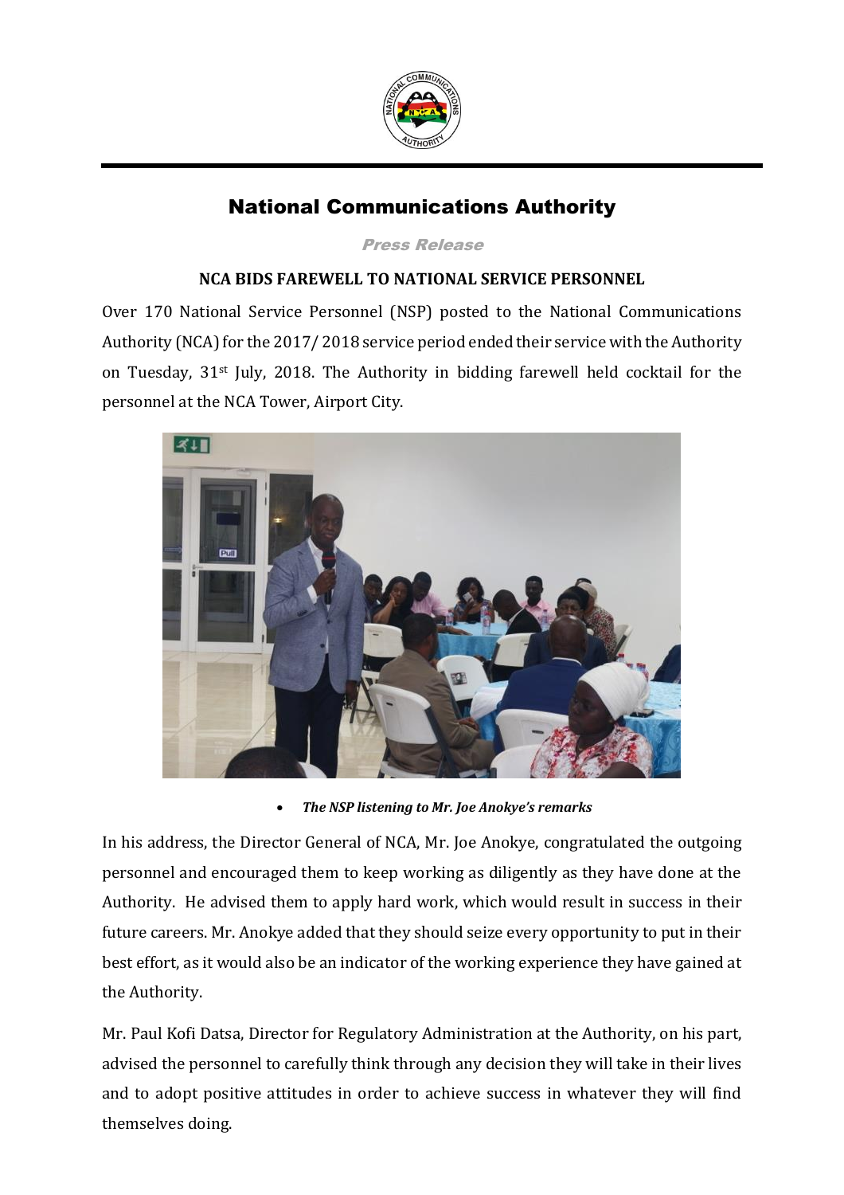# National Communications Authority

*Press Release*

**NCA BIDS FAREWELL TO NATIONAL SERVICE PERSONNEL**

Over 170 National Service Personnel (NSP) posted to the National Communications Authority (NCA) for the 2017/ 2018 service period ended their service with the Authority on Tuesday, 31st July, 2018. The Authority in bidding farewell held cocktail for the personnel at the NCA Tower, Airport City.

- ***The NSP listening to Mr. Joe Anokye's remarks***

In his address, the Director General of NCA, Mr. Joe Anokye, congratulated the outgoing personnel and encouraged them to keep working as diligently as they have done at the Authority. He advised them to apply hard work, which would result in success in their future careers. Mr. Anokye added that they should seize every opportunity to put in their best effort, as it would also be an indicator of the working experience they have gained at the Authority.

Mr. Paul Kofi Datsa, Director for Regulatory Administration at the Authority, on his part, advised the personnel to carefully think through any decision they will take in their lives and to adopt positive attitudes in order to achieve success in whatever they will find themselves doing.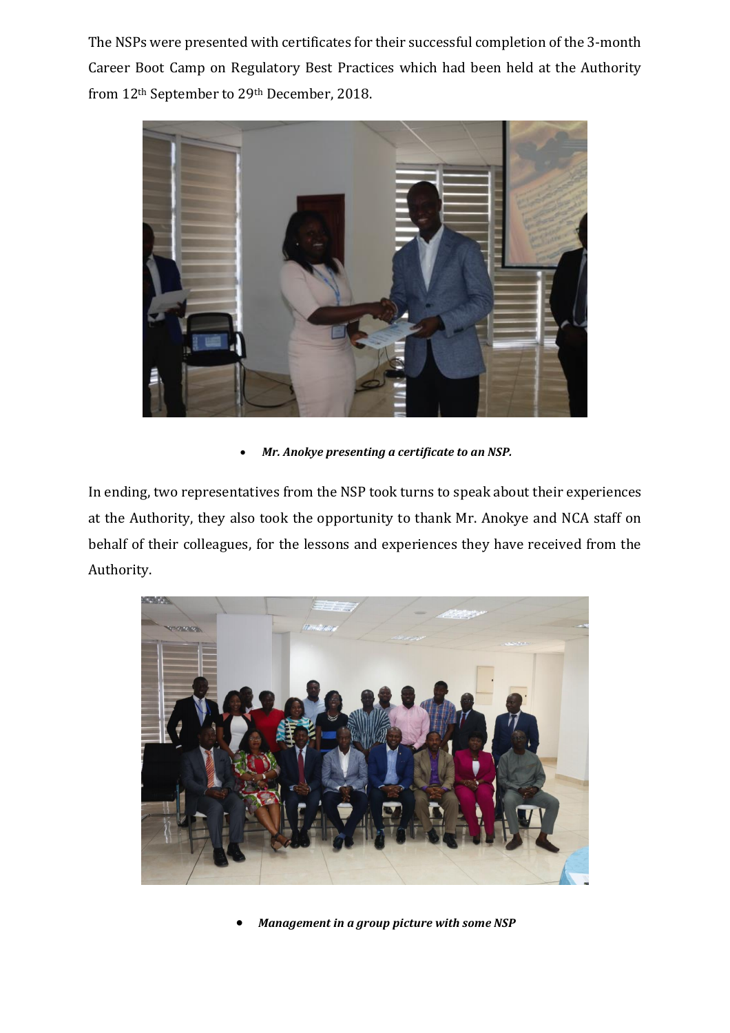The NSPs were presented with certificates for their successful completion of the 3-month Career Boot Camp on Regulatory Best Practices which had been held at the Authority from 12th September to 29th December, 2018.

- ***Mr. Anokye presenting a certificate to an NSP.***

In ending, two representatives from the NSP took turns to speak about their experiences at the Authority, they also took the opportunity to thank Mr. Anokye and NCA staff on behalf of their colleagues, for the lessons and experiences they have received from the Authority.

- ***Management in a group picture with some NSP***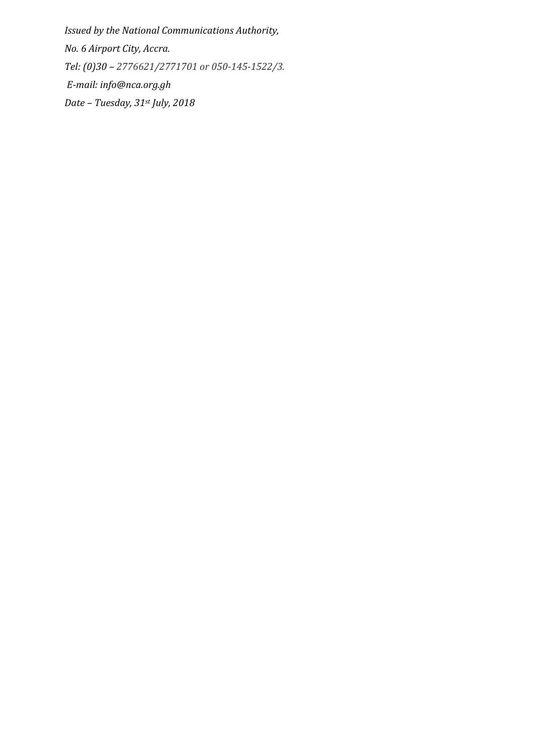*Issued by the National Communications Authority,*

*No. 6 Airport City, Accra.*

*Tel: (0)30 – 2776621/2771701 or 050-145-1522/3.*

*E-mail: info@nca.org.gh*

*Date – Tuesday, 31st July, 2018*